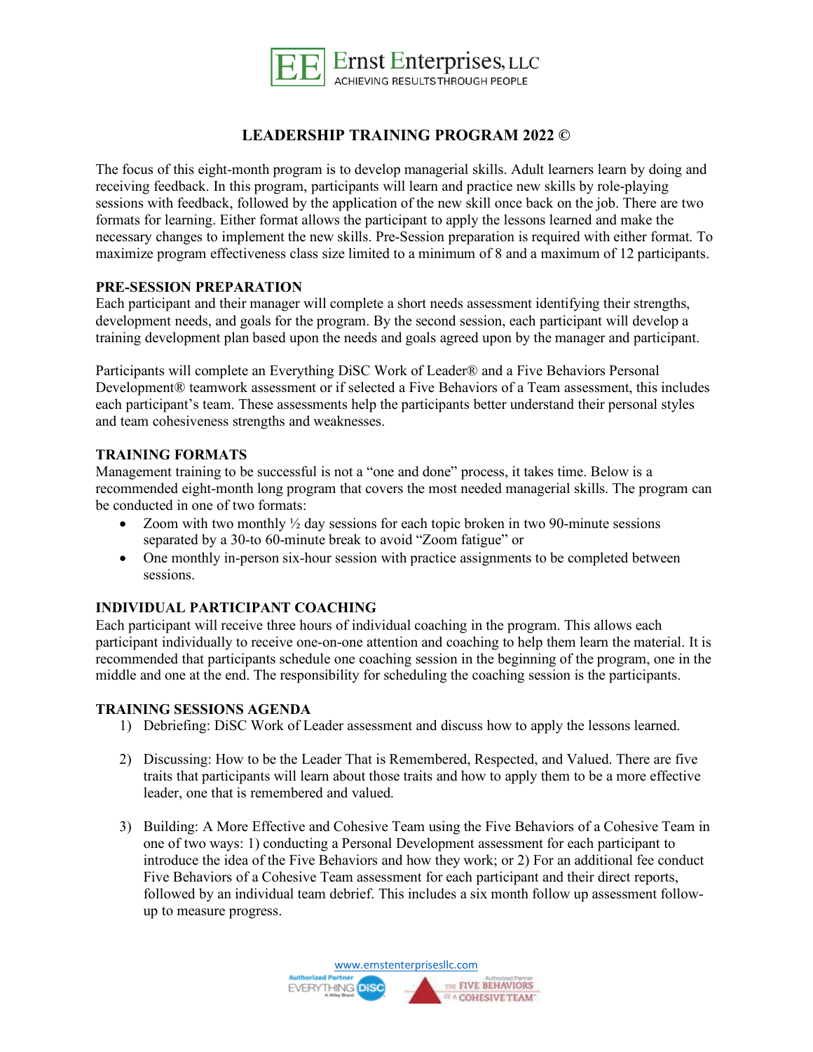Ernst Enterprises, LLC
ACHIEVING RESULTS THROUGH PEOPLE

# LEADERSHIP TRAINING PROGRAM 2022 ©

The focus of this eight-month program is to develop managerial skills. Adult learners learn by doing and receiving feedback. In this program, participants will learn and practice new skills by role-playing sessions with feedback, followed by the application of the new skill once back on the job. There are two formats for learning. Either format allows the participant to apply the lessons learned and make the necessary changes to implement the new skills. Pre-Session preparation is required with either format. To maximize program effectiveness class size limited to a minimum of 8 and a maximum of 12 participants.

## PRE-SESSION PREPARATION

Each participant and their manager will complete a short needs assessment identifying their strengths, development needs, and goals for the program. By the second session, each participant will develop a training development plan based upon the needs and goals agreed upon by the manager and participant.

Participants will complete an Everything DiSC Work of Leader® and a Five Behaviors Personal Development® teamwork assessment or if selected a Five Behaviors of a Team assessment, this includes each participant's team. These assessments help the participants better understand their personal styles and team cohesiveness strengths and weaknesses.

## TRAINING FORMATS

Management training to be successful is not a "one and done" process, it takes time. Below is a recommended eight-month long program that covers the most needed managerial skills. The program can be conducted in one of two formats:

- Zoom with two monthly ½ day sessions for each topic broken in two 90-minute sessions separated by a 30-to 60-minute break to avoid "Zoom fatigue" or
- One monthly in-person six-hour session with practice assignments to be completed between sessions.

## INDIVIDUAL PARTICIPANT COACHING

Each participant will receive three hours of individual coaching in the program. This allows each participant individually to receive one-on-one attention and coaching to help them learn the material. It is recommended that participants schedule one coaching session in the beginning of the program, one in the middle and one at the end. The responsibility for scheduling the coaching session is the participants.

## TRAINING SESSIONS AGENDA

1) Debriefing: DiSC Work of Leader assessment and discuss how to apply the lessons learned.

2) Discussing: How to be the Leader That is Remembered, Respected, and Valued. There are five traits that participants will learn about those traits and how to apply them to be a more effective leader, one that is remembered and valued.

3) Building: A More Effective and Cohesive Team using the Five Behaviors of a Cohesive Team in one of two ways: 1) conducting a Personal Development assessment for each participant to introduce the idea of the Five Behaviors and how they work; or 2) For an additional fee conduct Five Behaviors of a Cohesive Team assessment for each participant and their direct reports, followed by an individual team debrief. This includes a six month follow up assessment follow-up to measure progress.

www.ernstenterprisesllc.com

Authorized Partner EVERYTHING DiSC A Wiley Brand — Authorized Partner THE FIVE BEHAVIORS OF A COHESIVE TEAM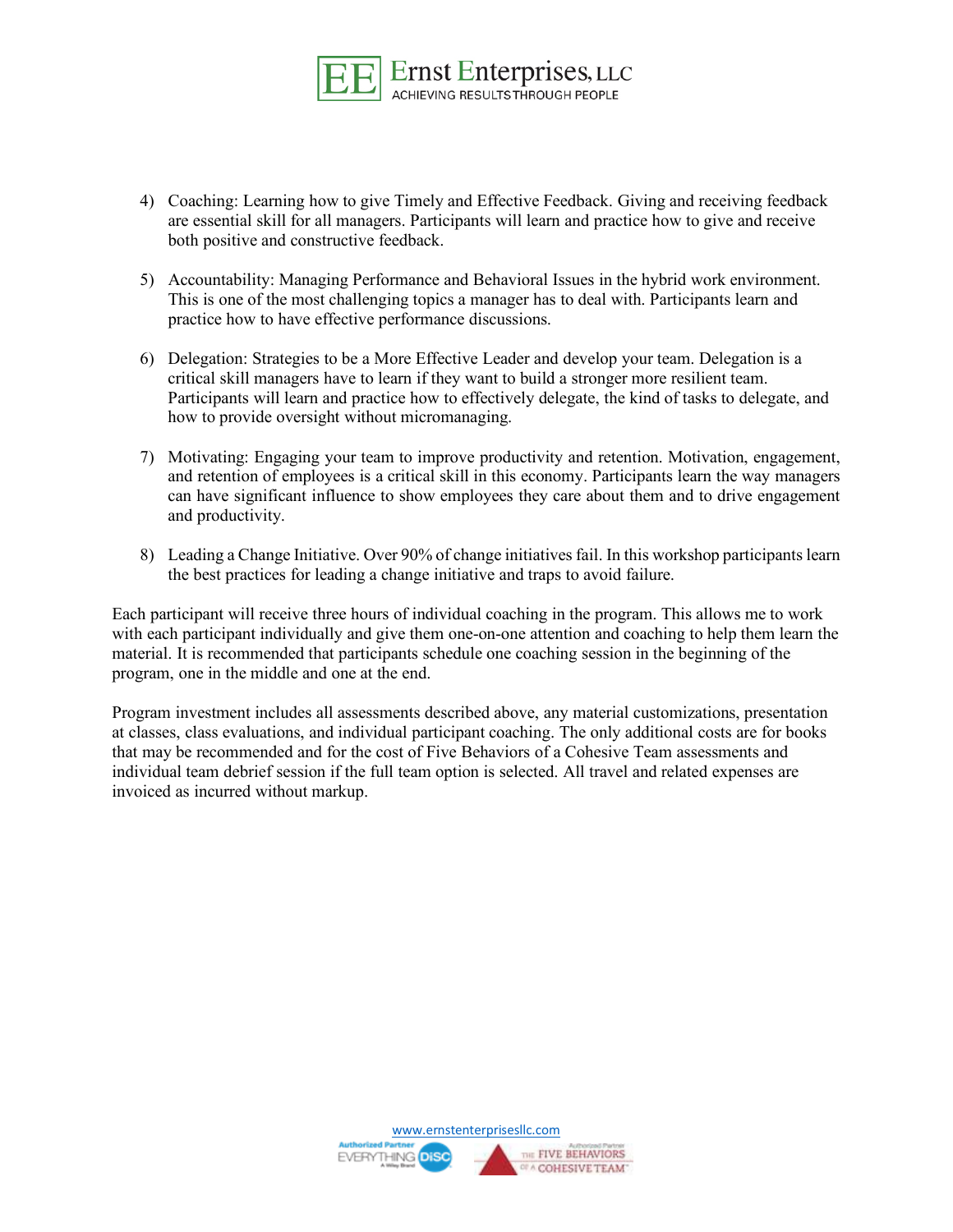4) Coaching: Learning how to give Timely and Effective Feedback. Giving and receiving feedback are essential skill for all managers. Participants will learn and practice how to give and receive both positive and constructive feedback.

5) Accountability: Managing Performance and Behavioral Issues in the hybrid work environment. This is one of the most challenging topics a manager has to deal with. Participants learn and practice how to have effective performance discussions.

6) Delegation: Strategies to be a More Effective Leader and develop your team. Delegation is a critical skill managers have to learn if they want to build a stronger more resilient team. Participants will learn and practice how to effectively delegate, the kind of tasks to delegate, and how to provide oversight without micromanaging.

7) Motivating: Engaging your team to improve productivity and retention. Motivation, engagement, and retention of employees is a critical skill in this economy. Participants learn the way managers can have significant influence to show employees they care about them and to drive engagement and productivity.

8) Leading a Change Initiative. Over 90% of change initiatives fail. In this workshop participants learn the best practices for leading a change initiative and traps to avoid failure.

Each participant will receive three hours of individual coaching in the program. This allows me to work with each participant individually and give them one-on-one attention and coaching to help them learn the material. It is recommended that participants schedule one coaching session in the beginning of the program, one in the middle and one at the end.

Program investment includes all assessments described above, any material customizations, presentation at classes, class evaluations, and individual participant coaching. The only additional costs are for books that may be recommended and for the cost of Five Behaviors of a Cohesive Team assessments and individual team debrief session if the full team option is selected. All travel and related expenses are invoiced as incurred without markup.